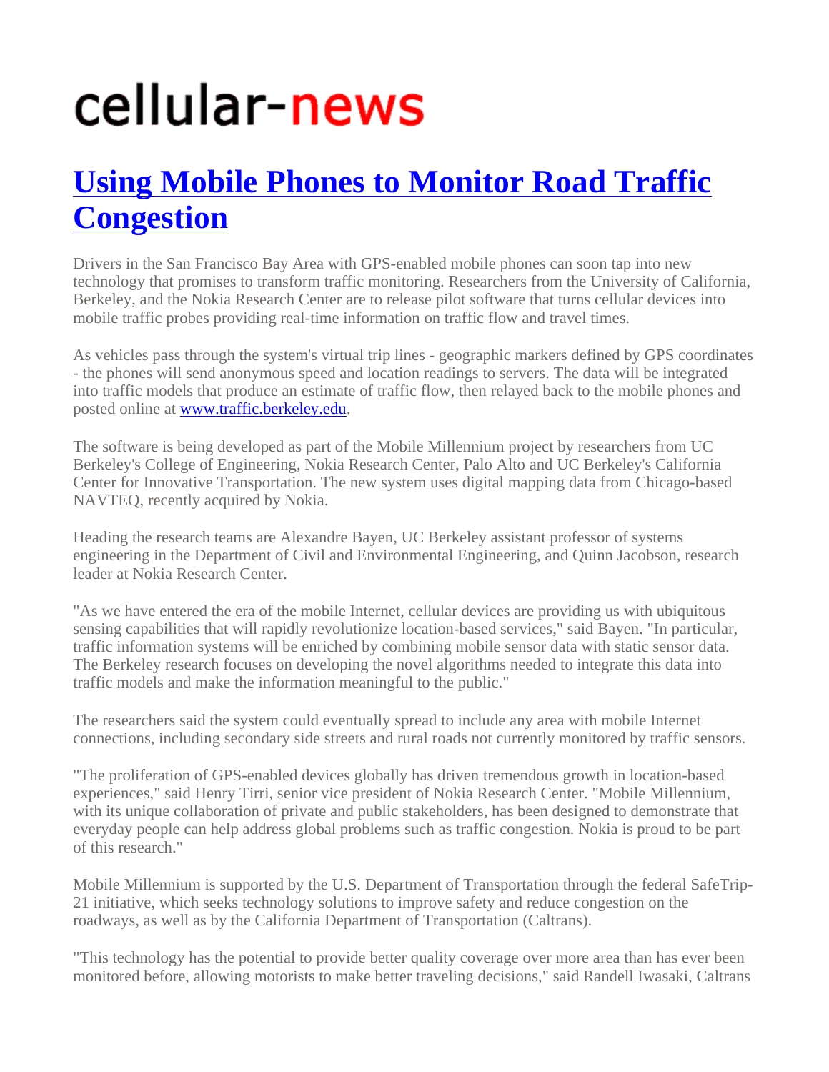cellular-news

# [Using Mobile Phones to Monitor Road Traffic Congestion]

Drivers in the San Francisco Bay Area with GPS-enabled mobile phones can soon tap into new technology that promises to transform traffic monitoring. Researchers from the University of California, Berkeley, and the Nokia Research Center are to release pilot software that turns cellular devices into mobile traffic probes providing real-time information on traffic flow and travel times.

As vehicles pass through the system's virtual trip lines - geographic markers defined by GPS coordinates - the phones will send anonymous speed and location readings to servers. The data will be integrated into traffic models that produce an estimate of traffic flow, then relayed back to the mobile phones and posted online at www.traffic.berkeley.edu.

The software is being developed as part of the Mobile Millennium project by researchers from UC Berkeley's College of Engineering, Nokia Research Center, Palo Alto and UC Berkeley's California Center for Innovative Transportation. The new system uses digital mapping data from Chicago-based NAVTEQ, recently acquired by Nokia.

Heading the research teams are Alexandre Bayen, UC Berkeley assistant professor of systems engineering in the Department of Civil and Environmental Engineering, and Quinn Jacobson, research leader at Nokia Research Center.

"As we have entered the era of the mobile Internet, cellular devices are providing us with ubiquitous sensing capabilities that will rapidly revolutionize location-based services," said Bayen. "In particular, traffic information systems will be enriched by combining mobile sensor data with static sensor data. The Berkeley research focuses on developing the novel algorithms needed to integrate this data into traffic models and make the information meaningful to the public."

The researchers said the system could eventually spread to include any area with mobile Internet connections, including secondary side streets and rural roads not currently monitored by traffic sensors.

"The proliferation of GPS-enabled devices globally has driven tremendous growth in location-based experiences," said Henry Tirri, senior vice president of Nokia Research Center. "Mobile Millennium, with its unique collaboration of private and public stakeholders, has been designed to demonstrate that everyday people can help address global problems such as traffic congestion. Nokia is proud to be part of this research."

Mobile Millennium is supported by the U.S. Department of Transportation through the federal SafeTrip-21 initiative, which seeks technology solutions to improve safety and reduce congestion on the roadways, as well as by the California Department of Transportation (Caltrans).

"This technology has the potential to provide better quality coverage over more area than has ever been monitored before, allowing motorists to make better traveling decisions," said Randell Iwasaki, Caltrans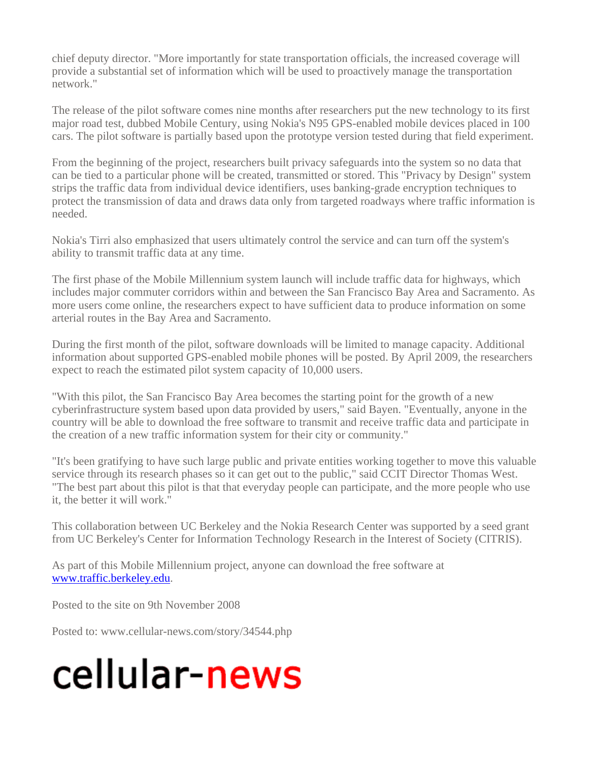chief deputy director. "More importantly for state transportation officials, the increased coverage will provide a substantial set of information which will be used to proactively manage the transportation network."

The release of the pilot software comes nine months after researchers put the new technology to its first major road test, dubbed Mobile Century, using Nokia's N95 GPS-enabled mobile devices placed in 100 cars. The pilot software is partially based upon the prototype version tested during that field experiment.

From the beginning of the project, researchers built privacy safeguards into the system so no data that can be tied to a particular phone will be created, transmitted or stored. This "Privacy by Design" system strips the traffic data from individual device identifiers, uses banking-grade encryption techniques to protect the transmission of data and draws data only from targeted roadways where traffic information is needed.

Nokia's Tirri also emphasized that users ultimately control the service and can turn off the system's ability to transmit traffic data at any time.

The first phase of the Mobile Millennium system launch will include traffic data for highways, which includes major commuter corridors within and between the San Francisco Bay Area and Sacramento. As more users come online, the researchers expect to have sufficient data to produce information on some arterial routes in the Bay Area and Sacramento.

During the first month of the pilot, software downloads will be limited to manage capacity. Additional information about supported GPS-enabled mobile phones will be posted. By April 2009, the researchers expect to reach the estimated pilot system capacity of 10,000 users.

"With this pilot, the San Francisco Bay Area becomes the starting point for the growth of a new cyberinfrastructure system based upon data provided by users," said Bayen. "Eventually, anyone in the country will be able to download the free software to transmit and receive traffic data and participate in the creation of a new traffic information system for their city or community."

"It's been gratifying to have such large public and private entities working together to move this valuable service through its research phases so it can get out to the public," said CCIT Director Thomas West. "The best part about this pilot is that that everyday people can participate, and the more people who use it, the better it will work."

This collaboration between UC Berkeley and the Nokia Research Center was supported by a seed grant from UC Berkeley's Center for Information Technology Research in the Interest of Society (CITRIS).

As part of this Mobile Millennium project, anyone can download the free software at [www.traffic.berkeley.edu](www.traffic.berkeley.edu).

Posted to the site on 9th November 2008

Posted to: www.cellular-news.com/story/34544.php

cellular-news